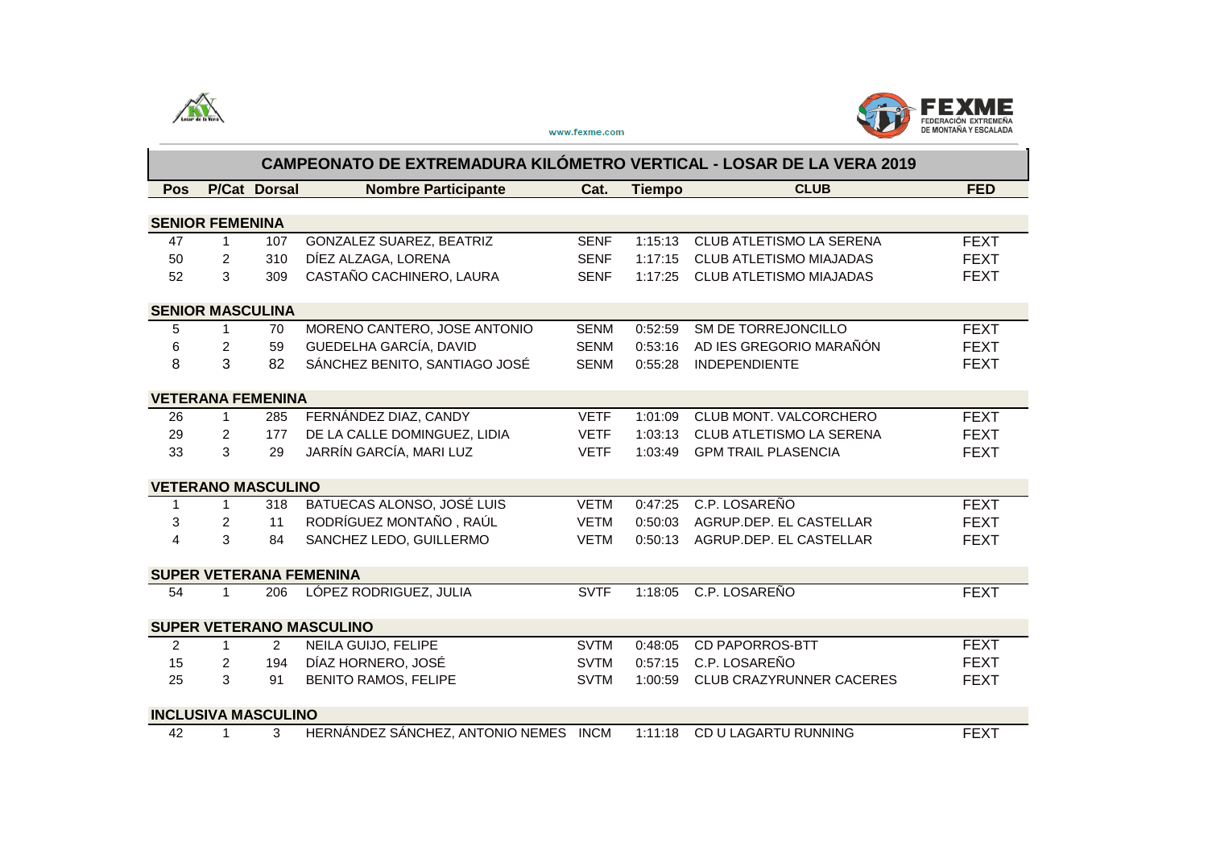www.fexme.com

# CAMPEONATO DE EXTREMADURA KILÓMETRO VERTICAL - LOSAR DE LA VERA 2019

| Pos | P/Cat | Dorsal | Nombre Participante | Cat. | Tiempo | CLUB | FED |
|---|---|---|---|---|---|---|---|
| **SENIOR FEMENINA** | | | | | | | |
| 47 | 1 | 107 | GONZALEZ SUAREZ, BEATRIZ | SENF | 1:15:13 | CLUB ATLETISMO LA SERENA | FEXT |
| 50 | 2 | 310 | DÍEZ ALZAGA, LORENA | SENF | 1:17:15 | CLUB ATLETISMO MIAJADAS | FEXT |
| 52 | 3 | 309 | CASTAÑO CACHINERO, LAURA | SENF | 1:17:25 | CLUB ATLETISMO MIAJADAS | FEXT |
| **SENIOR MASCULINA** | | | | | | | |
| 5 | 1 | 70 | MORENO CANTERO, JOSE ANTONIO | SENM | 0:52:59 | SM DE TORREJONCILLO | FEXT |
| 6 | 2 | 59 | GUEDELHA GARCÍA, DAVID | SENM | 0:53:16 | AD IES GREGORIO MARAÑÓN | FEXT |
| 8 | 3 | 82 | SÁNCHEZ BENITO, SANTIAGO JOSÉ | SENM | 0:55:28 | INDEPENDIENTE | FEXT |
| **VETERANA FEMENINA** | | | | | | | |
| 26 | 1 | 285 | FERNÁNDEZ DIAZ, CANDY | VETF | 1:01:09 | CLUB MONT. VALCORCHERO | FEXT |
| 29 | 2 | 177 | DE LA CALLE DOMINGUEZ, LIDIA | VETF | 1:03:13 | CLUB ATLETISMO LA SERENA | FEXT |
| 33 | 3 | 29 | JARRÍN GARCÍA, MARI LUZ | VETF | 1:03:49 | GPM TRAIL PLASENCIA | FEXT |
| **VETERANO MASCULINO** | | | | | | | |
| 1 | 1 | 318 | BATUECAS ALONSO, JOSÉ LUIS | VETM | 0:47:25 | C.P. LOSAREÑO | FEXT |
| 3 | 2 | 11 | RODRÍGUEZ MONTAÑO , RAÚL | VETM | 0:50:03 | AGRUP.DEP. EL CASTELLAR | FEXT |
| 4 | 3 | 84 | SANCHEZ LEDO, GUILLERMO | VETM | 0:50:13 | AGRUP.DEP. EL CASTELLAR | FEXT |
| **SUPER VETERANA FEMENINA** | | | | | | | |
| 54 | 1 | 206 | LÓPEZ RODRIGUEZ, JULIA | SVTF | 1:18:05 | C.P. LOSAREÑO | FEXT |
| **SUPER VETERANO MASCULINO** | | | | | | | |
| 2 | 1 | 2 | NEILA GUIJO, FELIPE | SVTM | 0:48:05 | CD PAPORROS-BTT | FEXT |
| 15 | 2 | 194 | DÍAZ HORNERO, JOSÉ | SVTM | 0:57:15 | C.P. LOSAREÑO | FEXT |
| 25 | 3 | 91 | BENITO RAMOS, FELIPE | SVTM | 1:00:59 | CLUB CRAZYRUNNER CACERES | FEXT |
| **INCLUSIVA MASCULINO** | | | | | | | |
| 42 | 1 | 3 | HERNÁNDEZ SÁNCHEZ, ANTONIO NEMES | INCM | 1:11:18 | CD U LAGARTU RUNNING | FEXT |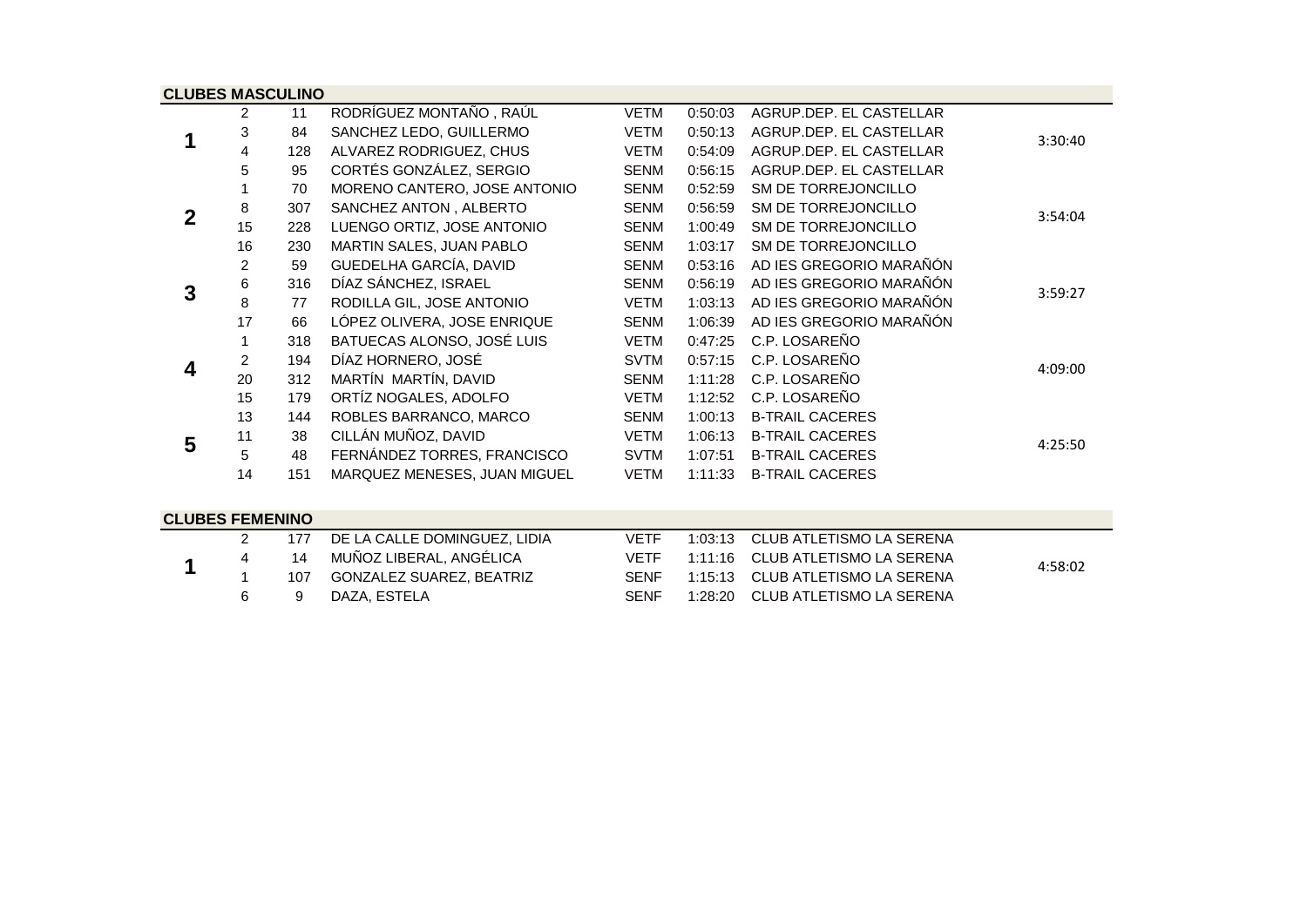**CLUBES MASCULINO**

| | | | | | | | |
|---|---|---|---|---|---|---|---|
| **1** | 2 | 11 | RODRÍGUEZ MONTAÑO , RAÚL | VETM | 0:50:03 | AGRUP.DEP. EL CASTELLAR | 3:30:40 |
| | 3 | 84 | SANCHEZ LEDO, GUILLERMO | VETM | 0:50:13 | AGRUP.DEP. EL CASTELLAR | |
| | 4 | 128 | ALVAREZ RODRIGUEZ, CHUS | VETM | 0:54:09 | AGRUP.DEP. EL CASTELLAR | |
| | 5 | 95 | CORTÉS GONZÁLEZ, SERGIO | SENM | 0:56:15 | AGRUP.DEP. EL CASTELLAR | |
| **2** | 1 | 70 | MORENO CANTERO, JOSE ANTONIO | SENM | 0:52:59 | SM DE TORREJONCILLO | 3:54:04 |
| | 8 | 307 | SANCHEZ ANTON , ALBERTO | SENM | 0:56:59 | SM DE TORREJONCILLO | |
| | 15 | 228 | LUENGO ORTIZ, JOSE ANTONIO | SENM | 1:00:49 | SM DE TORREJONCILLO | |
| | 16 | 230 | MARTIN SALES, JUAN PABLO | SENM | 1:03:17 | SM DE TORREJONCILLO | |
| **3** | 2 | 59 | GUEDELHA GARCÍA, DAVID | SENM | 0:53:16 | AD IES GREGORIO MARAÑÓN | 3:59:27 |
| | 6 | 316 | DÍAZ SÁNCHEZ, ISRAEL | SENM | 0:56:19 | AD IES GREGORIO MARAÑÓN | |
| | 8 | 77 | RODILLA GIL, JOSE ANTONIO | VETM | 1:03:13 | AD IES GREGORIO MARAÑÓN | |
| | 17 | 66 | LÓPEZ OLIVERA, JOSE ENRIQUE | SENM | 1:06:39 | AD IES GREGORIO MARAÑÓN | |
| **4** | 1 | 318 | BATUECAS ALONSO, JOSÉ LUIS | VETM | 0:47:25 | C.P. LOSAREÑO | 4:09:00 |
| | 2 | 194 | DÍAZ HORNERO, JOSÉ | SVTM | 0:57:15 | C.P. LOSAREÑO | |
| | 20 | 312 | MARTÍN MARTÍN, DAVID | SENM | 1:11:28 | C.P. LOSAREÑO | |
| | 15 | 179 | ORTÍZ NOGALES, ADOLFO | VETM | 1:12:52 | C.P. LOSAREÑO | |
| **5** | 13 | 144 | ROBLES BARRANCO, MARCO | SENM | 1:00:13 | B-TRAIL CACERES | 4:25:50 |
| | 11 | 38 | CILLÁN MUÑOZ, DAVID | VETM | 1:06:13 | B-TRAIL CACERES | |
| | 5 | 48 | FERNÁNDEZ TORRES, FRANCISCO | SVTM | 1:07:51 | B-TRAIL CACERES | |
| | 14 | 151 | MARQUEZ MENESES, JUAN MIGUEL | VETM | 1:11:33 | B-TRAIL CACERES | |

**CLUBES FEMENINO**

| | | | | | | | |
|---|---|---|---|---|---|---|---|
| **1** | 2 | 177 | DE LA CALLE DOMINGUEZ, LIDIA | VETF | 1:03:13 | CLUB ATLETISMO LA SERENA | 4:58:02 |
| | 4 | 14 | MUÑOZ LIBERAL, ANGÉLICA | VETF | 1:11:16 | CLUB ATLETISMO LA SERENA | |
| | 1 | 107 | GONZALEZ SUAREZ, BEATRIZ | SENF | 1:15:13 | CLUB ATLETISMO LA SERENA | |
| | 6 | 9 | DAZA, ESTELA | SENF | 1:28:20 | CLUB ATLETISMO LA SERENA | |